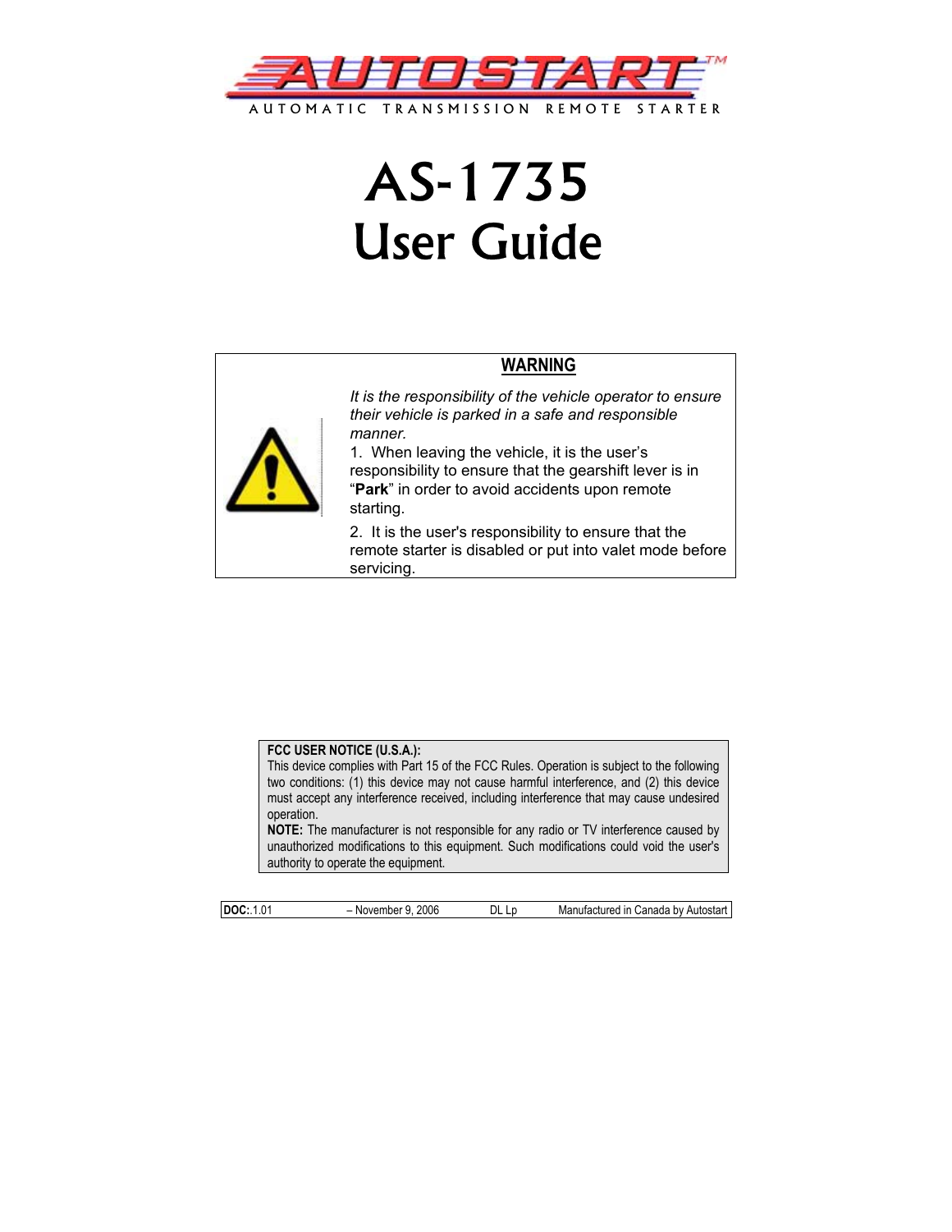AUTOSTART™

AUTOMATIC TRANSMISSION REMOTE STARTER

# AS-1735
# User Guide

**WARNING**

*It is the responsibility of the vehicle operator to ensure their vehicle is parked in a safe and responsible manner.*

1. When leaving the vehicle, it is the user's responsibility to ensure that the gearshift lever is in "**Park**" in order to avoid accidents upon remote starting.
2. It is the user's responsibility to ensure that the remote starter is disabled or put into valet mode before servicing.

**FCC USER NOTICE (U.S.A.):**
This device complies with Part 15 of the FCC Rules. Operation is subject to the following two conditions: (1) this device may not cause harmful interference, and (2) this device must accept any interference received, including interference that may cause undesired operation.
**NOTE:** The manufacturer is not responsible for any radio or TV interference caused by unauthorized modifications to this equipment. Such modifications could void the user's authority to operate the equipment.

| **DOC:**.1.01 | – November 9, 2006 | DL Lp | Manufactured in Canada by Autostart |
|---|---|---|---|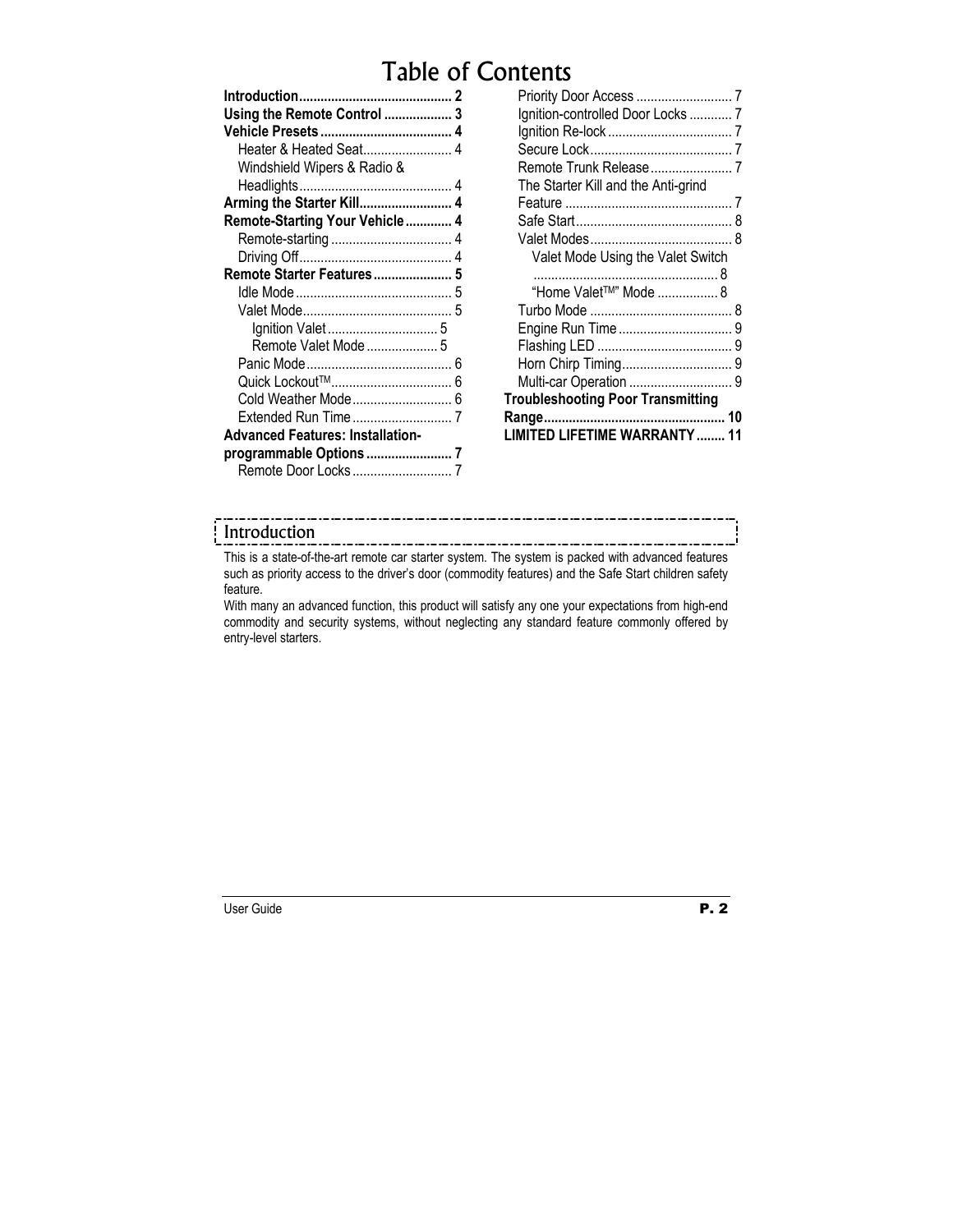# Table of Contents

**Introduction** .......... 2
**Using the Remote Control** .......... 3
**Vehicle Presets** .......... 4
- Heater & Heated Seat .......... 4
- Windshield Wipers & Radio & Headlights .......... 4

**Arming the Starter Kill** .......... 4
**Remote-Starting Your Vehicle** .......... 4
- Remote-starting .......... 4
- Driving Off .......... 4

**Remote Starter Features** .......... 5
- Idle Mode .......... 5
- Valet Mode .......... 5
  - Ignition Valet .......... 5
  - Remote Valet Mode .......... 5
- Panic Mode .......... 6
- Quick Lockout™ .......... 6
- Cold Weather Mode .......... 6
- Extended Run Time .......... 7

**Advanced Features: Installation-programmable Options** .......... 7
- Remote Door Locks .......... 7
- Priority Door Access .......... 7
- Ignition-controlled Door Locks .......... 7
- Ignition Re-lock .......... 7
- Secure Lock .......... 7
- Remote Trunk Release .......... 7
- The Starter Kill and the Anti-grind Feature .......... 7
- Safe Start .......... 8
- Valet Modes .......... 8
  - Valet Mode Using the Valet Switch .......... 8
  - "Home Valet™" Mode .......... 8
- Turbo Mode .......... 8
- Engine Run Time .......... 9
- Flashing LED .......... 9
- Horn Chirp Timing .......... 9
- Multi-car Operation .......... 9

**Troubleshooting Poor Transmitting Range** .......... 10
**LIMITED LIFETIME WARRANTY** .......... 11

## Introduction

This is a state-of-the-art remote car starter system. The system is packed with advanced features such as priority access to the driver's door (commodity features) and the Safe Start children safety feature.

With many an advanced function, this product will satisfy any one your expectations from high-end commodity and security systems, without neglecting any standard feature commonly offered by entry-level starters.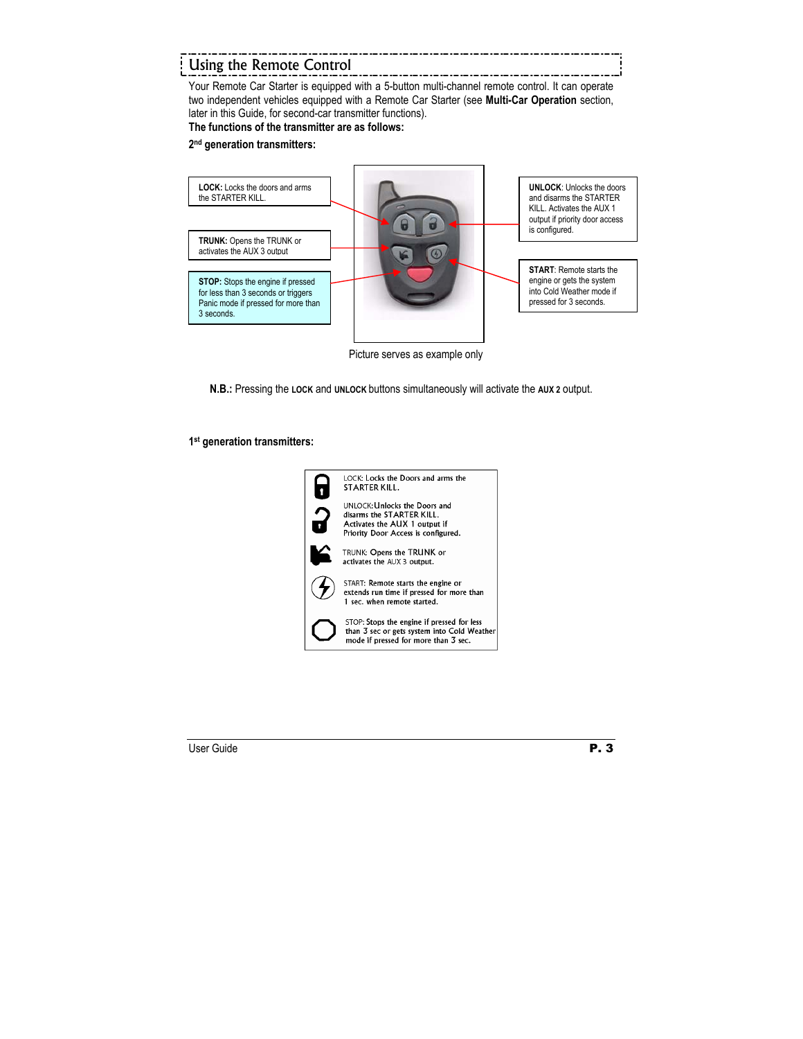## Using the Remote Control

Your Remote Car Starter is equipped with a 5-button multi-channel remote control. It can operate two independent vehicles equipped with a Remote Car Starter (see **Multi-Car Operation** section, later in this Guide, for second-car transmitter functions).

**The functions of the transmitter are as follows:**

**2nd generation transmitters:**

**LOCK:** Locks the doors and arms the STARTER KILL.

**TRUNK:** Opens the TRUNK or activates the AUX 3 output

**STOP:** Stops the engine if pressed for less than 3 seconds or triggers Panic mode if pressed for more than 3 seconds.

**UNLOCK**: Unlocks the doors and disarms the STARTER KILL. Activates the AUX 1 output if priority door access is configured.

**START**: Remote starts the engine or gets the system into Cold Weather mode if pressed for 3 seconds.

Picture serves as example only

**N.B.:** Pressing the **LOCK** and **UNLOCK** buttons simultaneously will activate the **AUX 2** output.

**1st generation transmitters:**

LOCK: Locks the Doors and arms the STARTER KILL.

UNLOCK: Unlocks the Doors and disarms the STARTER KILL. Activates the AUX 1 output if Priority Door Access is configured.

TRUNK: Opens the TRUNK or activates the AUX 3 output.

START: Remote starts the engine or extends run time if pressed for more than 1 sec. when remote started.

STOP: Stops the engine if pressed for less than 3 sec or gets system into Cold Weather mode if pressed for more than 3 sec.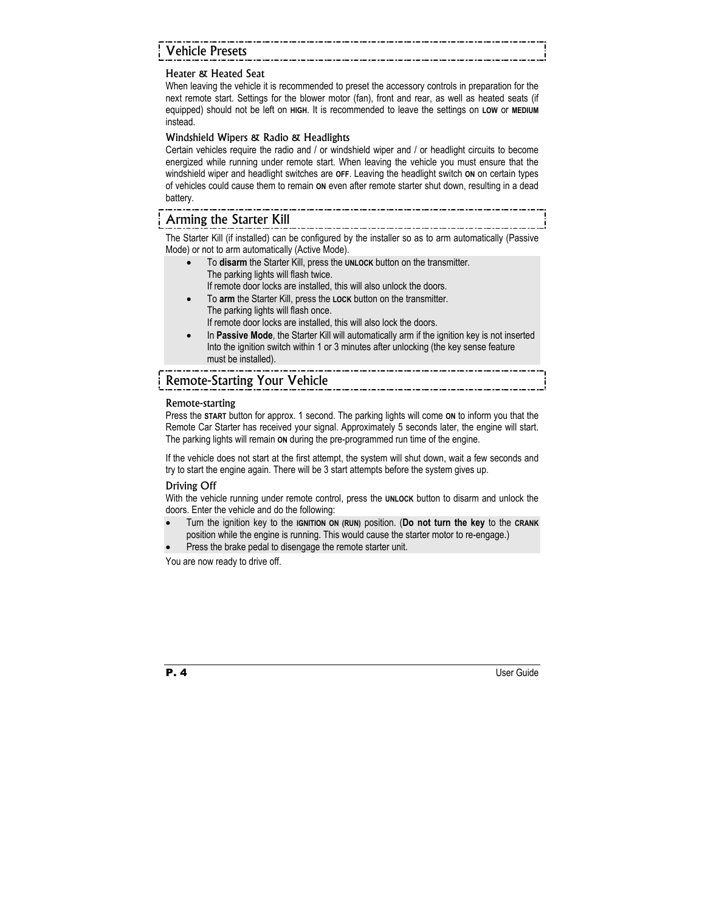## Vehicle Presets

### Heater & Heated Seat

When leaving the vehicle it is recommended to preset the accessory controls in preparation for the next remote start. Settings for the blower motor (fan), front and rear, as well as heated seats (if equipped) should not be left on **HIGH**. It is recommended to leave the settings on **LOW** or **MEDIUM** instead.

### Windshield Wipers & Radio & Headlights

Certain vehicles require the radio and / or windshield wiper and / or headlight circuits to become energized while running under remote start. When leaving the vehicle you must ensure that the windshield wiper and headlight switches are **OFF**. Leaving the headlight switch **ON** on certain types of vehicles could cause them to remain **ON** even after remote starter shut down, resulting in a dead battery.

## Arming the Starter Kill

The Starter Kill (if installed) can be configured by the installer so as to arm automatically (Passive Mode) or not to arm automatically (Active Mode).

- To **disarm** the Starter Kill, press the **UNLOCK** button on the transmitter.
  The parking lights will flash twice.
  If remote door locks are installed, this will also unlock the doors.
- To **arm** the Starter Kill, press the **LOCK** button on the transmitter.
  The parking lights will flash once.
  If remote door locks are installed, this will also lock the doors.
- In **Passive Mode**, the Starter Kill will automatically arm if the ignition key is not inserted Into the ignition switch within 1 or 3 minutes after unlocking (the key sense feature must be installed).

## Remote-Starting Your Vehicle

### Remote-starting

Press the **START** button for approx. 1 second. The parking lights will come **ON** to inform you that the Remote Car Starter has received your signal. Approximately 5 seconds later, the engine will start. The parking lights will remain **ON** during the pre-programmed run time of the engine.

If the vehicle does not start at the first attempt, the system will shut down, wait a few seconds and try to start the engine again. There will be 3 start attempts before the system gives up.

### Driving Off

With the vehicle running under remote control, press the **UNLOCK** button to disarm and unlock the doors. Enter the vehicle and do the following:

- Turn the ignition key to the **IGNITION ON (RUN)** position. (**Do not turn the key** to the **CRANK** position while the engine is running. This would cause the starter motor to re-engage.)
- Press the brake pedal to disengage the remote starter unit.

You are now ready to drive off.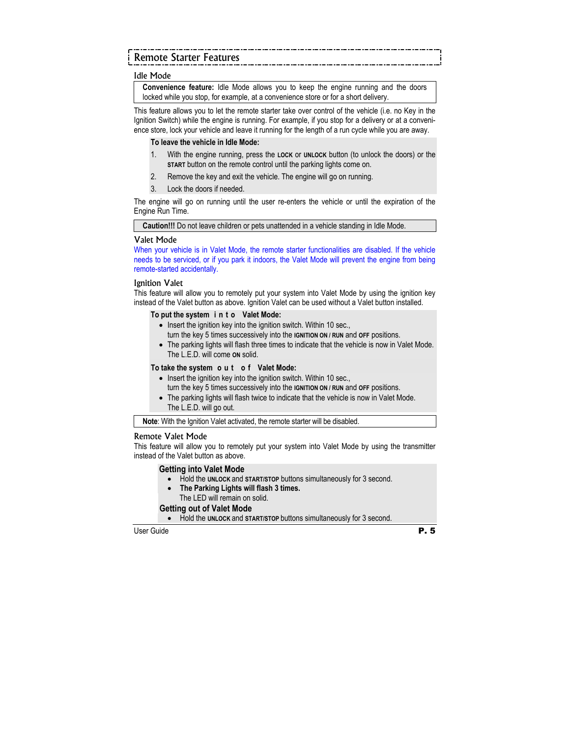# Remote Starter Features

## Idle Mode

**Convenience feature:** Idle Mode allows you to keep the engine running and the doors locked while you stop, for example, at a convenience store or for a short delivery.

This feature allows you to let the remote starter take over control of the vehicle (i.e. no Key in the Ignition Switch) while the engine is running. For example, if you stop for a delivery or at a convenience store, lock your vehicle and leave it running for the length of a run cycle while you are away.

**To leave the vehicle in Idle Mode:**

1. With the engine running, press the **LOCK** or **UNLOCK** button (to unlock the doors) or the **START** button on the remote control until the parking lights come on.
2. Remove the key and exit the vehicle. The engine will go on running.
3. Lock the doors if needed.

The engine will go on running until the user re-enters the vehicle or until the expiration of the Engine Run Time.

**Caution!!!** Do not leave children or pets unattended in a vehicle standing in Idle Mode.

## Valet Mode

When your vehicle is in Valet Mode, the remote starter functionalities are disabled. If the vehicle needs to be serviced, or if you park it indoors, the Valet Mode will prevent the engine from being remote-started accidentally.

## Ignition Valet

This feature will allow you to remotely put your system into Valet Mode by using the ignition key instead of the Valet button as above. Ignition Valet can be used without a Valet button installed.

**To put the system into Valet Mode:**

- Insert the ignition key into the ignition switch. Within 10 sec., turn the key 5 times successively into the **IGNITION ON / RUN** and **OFF** positions.
- The parking lights will flash three times to indicate that the vehicle is now in Valet Mode. The L.E.D. will come **ON** solid.

**To take the system out of Valet Mode:**

- Insert the ignition key into the ignition switch. Within 10 sec., turn the key 5 times successively into the **IGNITION ON / RUN** and **OFF** positions.
- The parking lights will flash twice to indicate that the vehicle is now in Valet Mode. The L.E.D. will go out.

**Note**: With the Ignition Valet activated, the remote starter will be disabled.

## Remote Valet Mode

This feature will allow you to remotely put your system into Valet Mode by using the transmitter instead of the Valet button as above.

**Getting into Valet Mode**

- Hold the **UNLOCK** and **START/STOP** buttons simultaneously for 3 second.
- **The Parking Lights will flash 3 times.**
  The LED will remain on solid.

**Getting out of Valet Mode**

- Hold the **UNLOCK** and **START/STOP** buttons simultaneously for 3 second.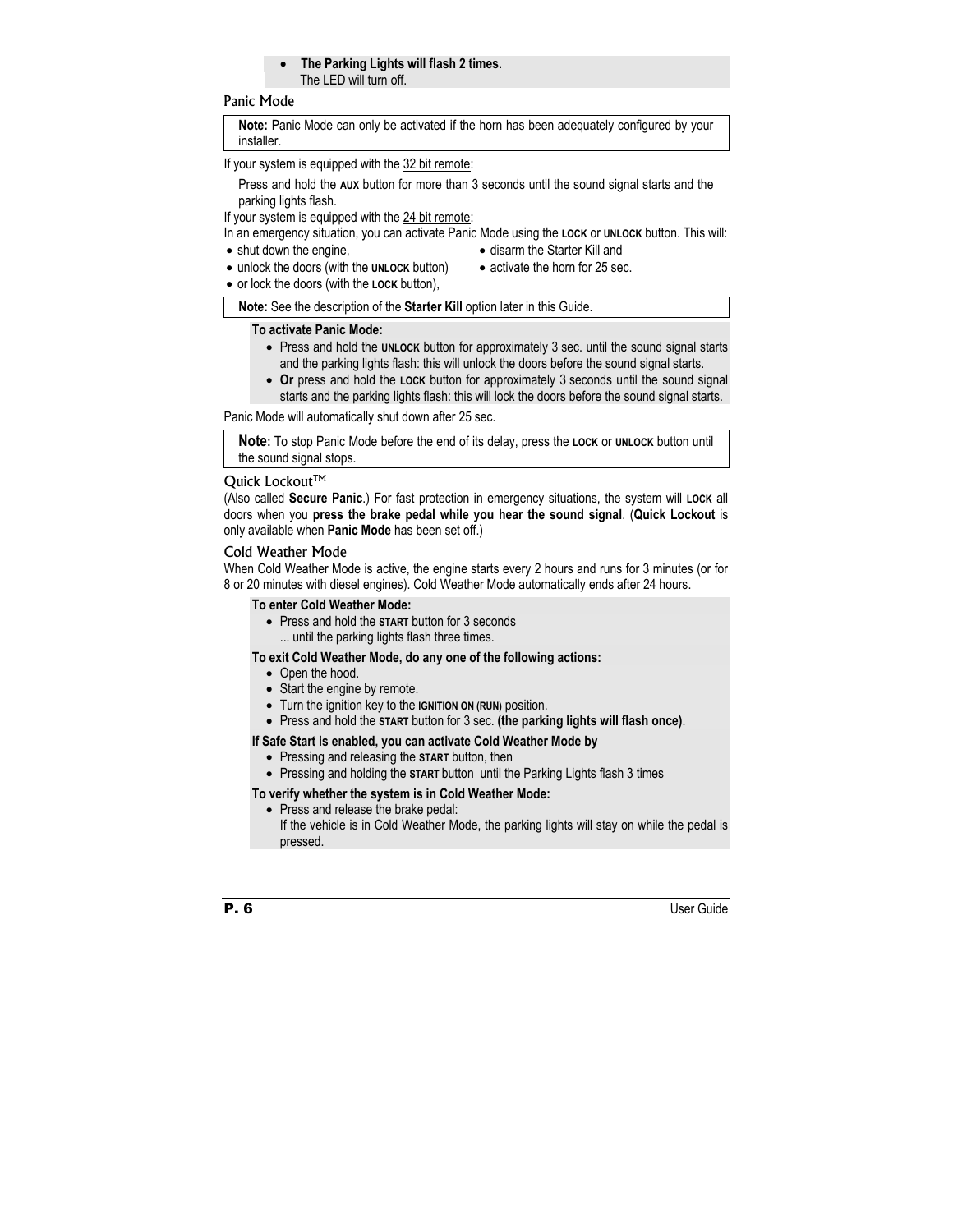- **The Parking Lights will flash 2 times.**
  The LED will turn off.

## Panic Mode

**Note:** Panic Mode can only be activated if the horn has been adequately configured by your installer.

If your system is equipped with the 32 bit remote:

Press and hold the **AUX** button for more than 3 seconds until the sound signal starts and the parking lights flash.

If your system is equipped with the 24 bit remote:

In an emergency situation, you can activate Panic Mode using the **LOCK** or **UNLOCK** button. This will:

- shut down the engine,
- unlock the doors (with the **UNLOCK** button)
- or lock the doors (with the **LOCK** button),
- disarm the Starter Kill and
- activate the horn for 25 sec.

**Note:** See the description of the **Starter Kill** option later in this Guide.

**To activate Panic Mode:**

- Press and hold the **UNLOCK** button for approximately 3 sec. until the sound signal starts and the parking lights flash: this will unlock the doors before the sound signal starts.
- **Or** press and hold the **LOCK** button for approximately 3 seconds until the sound signal starts and the parking lights flash: this will lock the doors before the sound signal starts.

Panic Mode will automatically shut down after 25 sec.

**Note:** To stop Panic Mode before the end of its delay, press the **LOCK** or **UNLOCK** button until the sound signal stops.

## Quick Lockout™

(Also called **Secure Panic**.) For fast protection in emergency situations, the system will **LOCK** all doors when you **press the brake pedal while you hear the sound signal**. (**Quick Lockout** is only available when **Panic Mode** has been set off.)

## Cold Weather Mode

When Cold Weather Mode is active, the engine starts every 2 hours and runs for 3 minutes (or for 8 or 20 minutes with diesel engines). Cold Weather Mode automatically ends after 24 hours.

**To enter Cold Weather Mode:**

- Press and hold the **START** button for 3 seconds
  ... until the parking lights flash three times.

**To exit Cold Weather Mode, do any one of the following actions:**

- Open the hood.
- Start the engine by remote.
- Turn the ignition key to the **IGNITION ON (RUN)** position.
- Press and hold the **START** button for 3 sec. **(the parking lights will flash once)**.

**If Safe Start is enabled, you can activate Cold Weather Mode by**

- Pressing and releasing the **START** button, then
- Pressing and holding the **START** button until the Parking Lights flash 3 times

**To verify whether the system is in Cold Weather Mode:**

- Press and release the brake pedal:
  If the vehicle is in Cold Weather Mode, the parking lights will stay on while the pedal is pressed.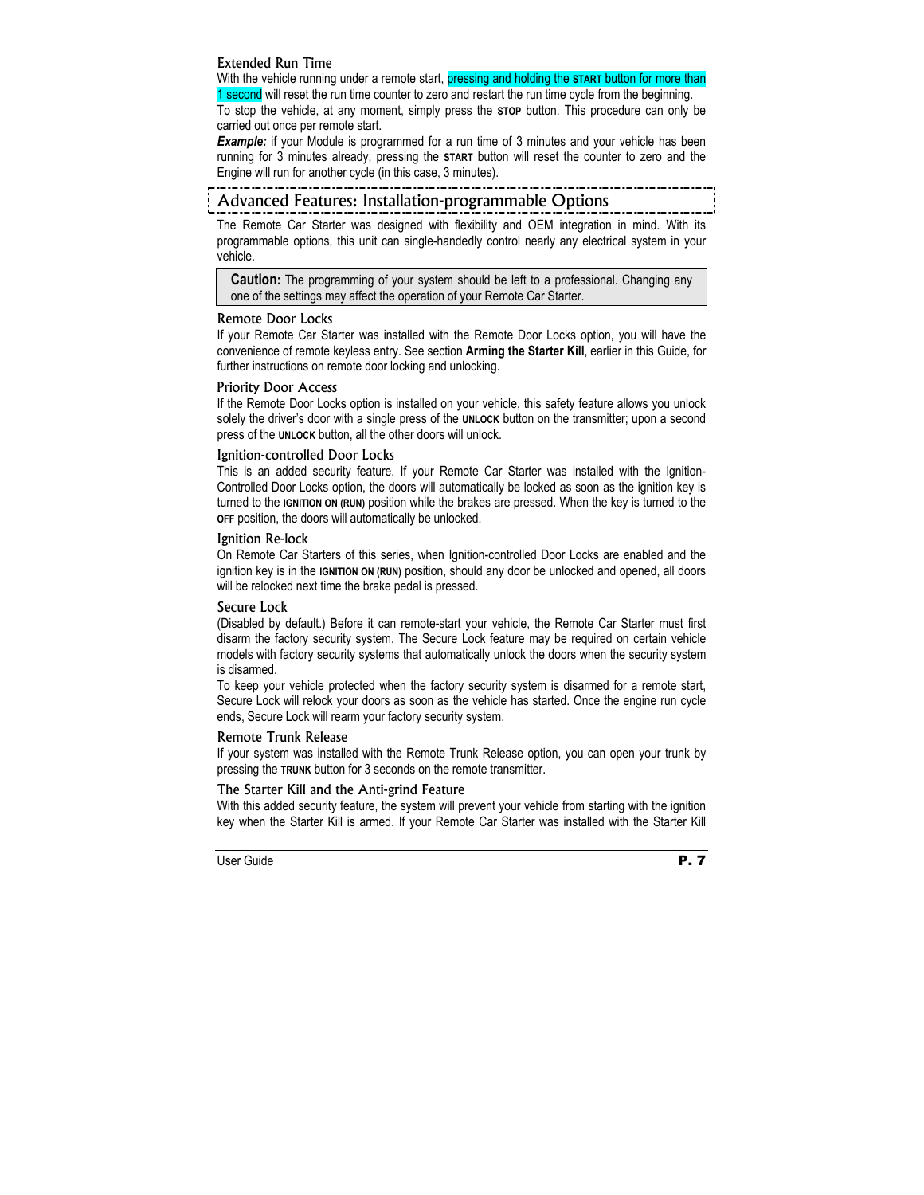### Extended Run Time

With the vehicle running under a remote start, pressing and holding the **START** button for more than 1 second will reset the run time counter to zero and restart the run time cycle from the beginning.

To stop the vehicle, at any moment, simply press the **STOP** button. This procedure can only be carried out once per remote start.

***Example:*** if your Module is programmed for a run time of 3 minutes and your vehicle has been running for 3 minutes already, pressing the **START** button will reset the counter to zero and the Engine will run for another cycle (in this case, 3 minutes).

## Advanced Features: Installation-programmable Options

The Remote Car Starter was designed with flexibility and OEM integration in mind. With its programmable options, this unit can single-handedly control nearly any electrical system in your vehicle.

> **Caution:** The programming of your system should be left to a professional. Changing any one of the settings may affect the operation of your Remote Car Starter.

### Remote Door Locks

If your Remote Car Starter was installed with the Remote Door Locks option, you will have the convenience of remote keyless entry. See section **Arming the Starter Kill**, earlier in this Guide, for further instructions on remote door locking and unlocking.

### Priority Door Access

If the Remote Door Locks option is installed on your vehicle, this safety feature allows you unlock solely the driver's door with a single press of the **UNLOCK** button on the transmitter; upon a second press of the **UNLOCK** button, all the other doors will unlock.

### Ignition-controlled Door Locks

This is an added security feature. If your Remote Car Starter was installed with the Ignition-Controlled Door Locks option, the doors will automatically be locked as soon as the ignition key is turned to the **IGNITION ON (RUN)** position while the brakes are pressed. When the key is turned to the **OFF** position, the doors will automatically be unlocked.

### Ignition Re-lock

On Remote Car Starters of this series, when Ignition-controlled Door Locks are enabled and the ignition key is in the **IGNITION ON (RUN)** position, should any door be unlocked and opened, all doors will be relocked next time the brake pedal is pressed.

### Secure Lock

(Disabled by default.) Before it can remote-start your vehicle, the Remote Car Starter must first disarm the factory security system. The Secure Lock feature may be required on certain vehicle models with factory security systems that automatically unlock the doors when the security system is disarmed.

To keep your vehicle protected when the factory security system is disarmed for a remote start, Secure Lock will relock your doors as soon as the vehicle has started. Once the engine run cycle ends, Secure Lock will rearm your factory security system.

### Remote Trunk Release

If your system was installed with the Remote Trunk Release option, you can open your trunk by pressing the **TRUNK** button for 3 seconds on the remote transmitter.

### The Starter Kill and the Anti-grind Feature

With this added security feature, the system will prevent your vehicle from starting with the ignition key when the Starter Kill is armed. If your Remote Car Starter was installed with the Starter Kill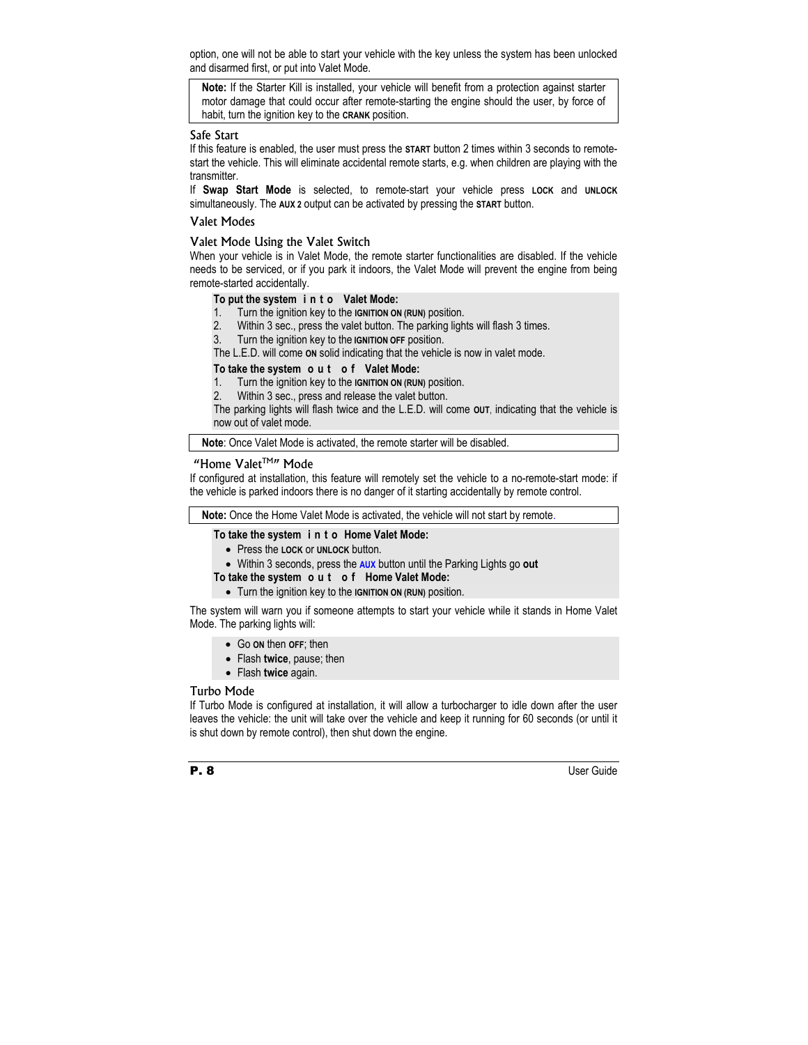option, one will not be able to start your vehicle with the key unless the system has been unlocked and disarmed first, or put into Valet Mode.

> **Note:** If the Starter Kill is installed, your vehicle will benefit from a protection against starter motor damage that could occur after remote-starting the engine should the user, by force of habit, turn the ignition key to the **CRANK** position.

## Safe Start

If this feature is enabled, the user must press the **START** button 2 times within 3 seconds to remote-start the vehicle. This will eliminate accidental remote starts, e.g. when children are playing with the transmitter.

If **Swap Start Mode** is selected, to remote-start your vehicle press **LOCK** and **UNLOCK** simultaneously. The **AUX 2** output can be activated by pressing the **START** button.

## Valet Modes

### Valet Mode Using the Valet Switch

When your vehicle is in Valet Mode, the remote starter functionalities are disabled. If the vehicle needs to be serviced, or if you park it indoors, the Valet Mode will prevent the engine from being remote-started accidentally.

**To put the system into Valet Mode:**

1. Turn the ignition key to the **IGNITION ON (RUN)** position.
2. Within 3 sec., press the valet button. The parking lights will flash 3 times.
3. Turn the ignition key to the **IGNITION OFF** position.

The L.E.D. will come **ON** solid indicating that the vehicle is now in valet mode.

**To take the system out of Valet Mode:**

1. Turn the ignition key to the **IGNITION ON (RUN)** position.
2. Within 3 sec., press and release the valet button.

The parking lights will flash twice and the L.E.D. will come **OUT**, indicating that the vehicle is now out of valet mode.

> **Note**: Once Valet Mode is activated, the remote starter will be disabled.

### "Home Valet™" Mode

If configured at installation, this feature will remotely set the vehicle to a no-remote-start mode: if the vehicle is parked indoors there is no danger of it starting accidentally by remote control.

> **Note:** Once the Home Valet Mode is activated, the vehicle will not start by remote.

**To take the system into Home Valet Mode:**

- Press the **LOCK** or **UNLOCK** button.
- Within 3 seconds, press the **AUX** button until the Parking Lights go **out**

**To take the system out of Home Valet Mode:**

- Turn the ignition key to the **IGNITION ON (RUN)** position.

The system will warn you if someone attempts to start your vehicle while it stands in Home Valet Mode. The parking lights will:

- Go **ON** then **OFF**; then
- Flash **twice**, pause; then
- Flash **twice** again.

## Turbo Mode

If Turbo Mode is configured at installation, it will allow a turbocharger to idle down after the user leaves the vehicle: the unit will take over the vehicle and keep it running for 60 seconds (or until it is shut down by remote control), then shut down the engine.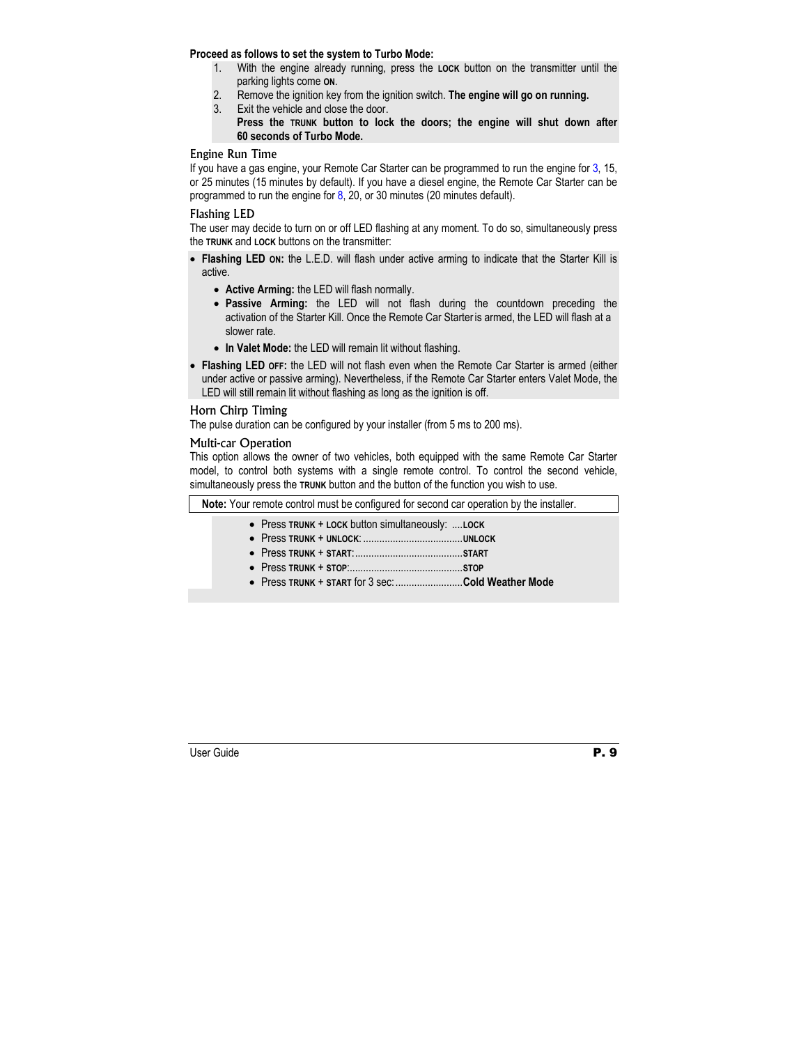**Proceed as follows to set the system to Turbo Mode:**

1. With the engine already running, press the **LOCK** button on the transmitter until the parking lights come **ON**.
2. Remove the ignition key from the ignition switch. **The engine will go on running.**
3. Exit the vehicle and close the door.
   **Press the TRUNK button to lock the doors; the engine will shut down after 60 seconds of Turbo Mode.**

### Engine Run Time

If you have a gas engine, your Remote Car Starter can be programmed to run the engine for 3, 15, or 25 minutes (15 minutes by default). If you have a diesel engine, the Remote Car Starter can be programmed to run the engine for 8, 20, or 30 minutes (20 minutes default).

### Flashing LED

The user may decide to turn on or off LED flashing at any moment. To do so, simultaneously press the **TRUNK** and **LOCK** buttons on the transmitter:

- **Flashing LED ON:** the L.E.D. will flash under active arming to indicate that the Starter Kill is active.
  - **Active Arming:** the LED will flash normally.
  - **Passive Arming:** the LED will not flash during the countdown preceding the activation of the Starter Kill. Once the Remote Car Starter is armed, the LED will flash at a slower rate.
  - **In Valet Mode:** the LED will remain lit without flashing.
- **Flashing LED OFF:** the LED will not flash even when the Remote Car Starter is armed (either under active or passive arming). Nevertheless, if the Remote Car Starter enters Valet Mode, the LED will still remain lit without flashing as long as the ignition is off.

### Horn Chirp Timing

The pulse duration can be configured by your installer (from 5 ms to 200 ms).

### Multi-car Operation

This option allows the owner of two vehicles, both equipped with the same Remote Car Starter model, to control both systems with a single remote control. To control the second vehicle, simultaneously press the **TRUNK** button and the button of the function you wish to use.

**Note:** Your remote control must be configured for second car operation by the installer.

- Press **TRUNK** + **LOCK** button simultaneously: ....**LOCK**
- Press **TRUNK** + **UNLOCK**: ....................................**UNLOCK**
- Press **TRUNK** + **START**:........................................**START**
- Press **TRUNK** + **STOP**:..........................................**STOP**
- Press **TRUNK** + **START** for 3 sec:.........................**Cold Weather Mode**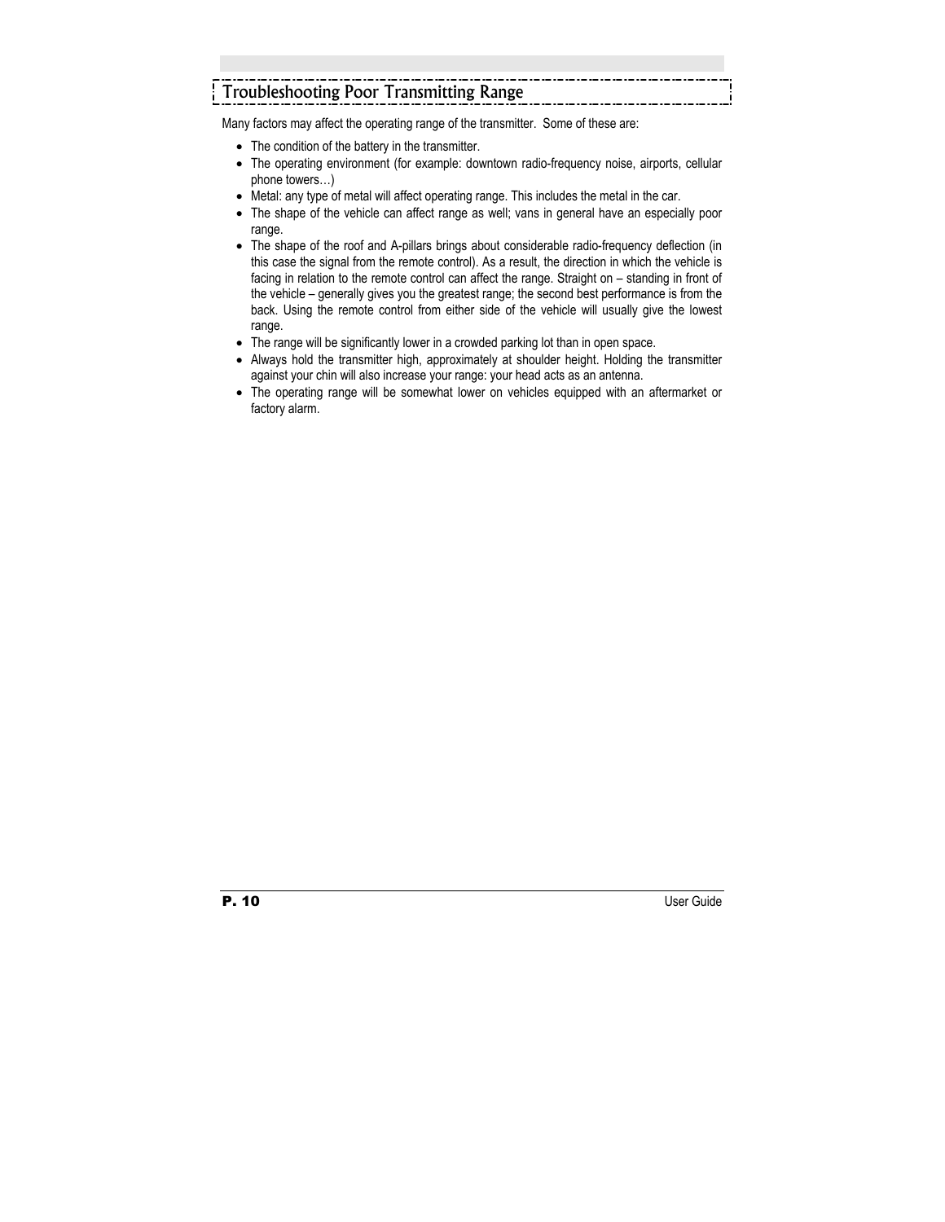## Troubleshooting Poor Transmitting Range

Many factors may affect the operating range of the transmitter. Some of these are:

- The condition of the battery in the transmitter.
- The operating environment (for example: downtown radio-frequency noise, airports, cellular phone towers…)
- Metal: any type of metal will affect operating range. This includes the metal in the car.
- The shape of the vehicle can affect range as well; vans in general have an especially poor range.
- The shape of the roof and A-pillars brings about considerable radio-frequency deflection (in this case the signal from the remote control). As a result, the direction in which the vehicle is facing in relation to the remote control can affect the range. Straight on – standing in front of the vehicle – generally gives you the greatest range; the second best performance is from the back. Using the remote control from either side of the vehicle will usually give the lowest range.
- The range will be significantly lower in a crowded parking lot than in open space.
- Always hold the transmitter high, approximately at shoulder height. Holding the transmitter against your chin will also increase your range: your head acts as an antenna.
- The operating range will be somewhat lower on vehicles equipped with an aftermarket or factory alarm.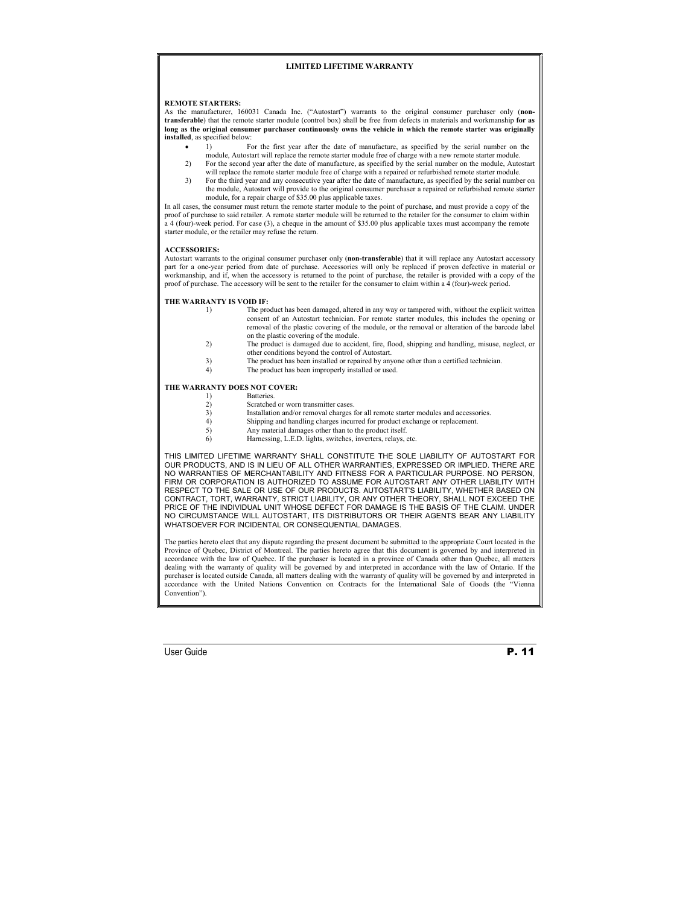## LIMITED LIFETIME WARRANTY

**REMOTE STARTERS:**

As the manufacturer, 160031 Canada Inc. ("Autostart") warrants to the original consumer purchaser only (**non-transferable**) that the remote starter module (control box) shall be free from defects in materials and workmanship **for as long as the original consumer purchaser continuously owns the vehicle in which the remote starter was originally installed**, as specified below:

1) For the first year after the date of manufacture, as specified by the serial number on the module, Autostart will replace the remote starter module free of charge with a new remote starter module.
2) For the second year after the date of manufacture, as specified by the serial number on the module, Autostart will replace the remote starter module free of charge with a repaired or refurbished remote starter module.
3) For the third year and any consecutive year after the date of manufacture, as specified by the serial number on the module, Autostart will provide to the original consumer purchaser a repaired or refurbished remote starter module, for a repair charge of $35.00 plus applicable taxes.

In all cases, the consumer must return the remote starter module to the point of purchase, and must provide a copy of the proof of purchase to said retailer. A remote starter module will be returned to the retailer for the consumer to claim within a 4 (four)-week period. For case (3), a cheque in the amount of $35.00 plus applicable taxes must accompany the remote starter module, or the retailer may refuse the return.

**ACCESSORIES:**

Autostart warrants to the original consumer purchaser only (**non-transferable**) that it will replace any Autostart accessory part for a one-year period from date of purchase. Accessories will only be replaced if proven defective in material or workmanship, and if, when the accessory is returned to the point of purchase, the retailer is provided with a copy of the proof of purchase. The accessory will be sent to the retailer for the consumer to claim within a 4 (four)-week period.

**THE WARRANTY IS VOID IF:**

1) The product has been damaged, altered in any way or tampered with, without the explicit written consent of an Autostart technician. For remote starter modules, this includes the opening or removal of the plastic covering of the module, or the removal or alteration of the barcode label on the plastic covering of the module.
2) The product is damaged due to accident, fire, flood, shipping and handling, misuse, neglect, or other conditions beyond the control of Autostart.
3) The product has been installed or repaired by anyone other than a certified technician.
4) The product has been improperly installed or used.

**THE WARRANTY DOES NOT COVER:**

1) Batteries.
2) Scratched or worn transmitter cases.
3) Installation and/or removal charges for all remote starter modules and accessories.
4) Shipping and handling charges incurred for product exchange or replacement.
5) Any material damages other than to the product itself.
6) Harnessing, L.E.D. lights, switches, inverters, relays, etc.

THIS LIMITED LIFETIME WARRANTY SHALL CONSTITUTE THE SOLE LIABILITY OF AUTOSTART FOR OUR PRODUCTS, AND IS IN LIEU OF ALL OTHER WARRANTIES, EXPRESSED OR IMPLIED. THERE ARE NO WARRANTIES OF MERCHANTABILITY AND FITNESS FOR A PARTICULAR PURPOSE. NO PERSON, FIRM OR CORPORATION IS AUTHORIZED TO ASSUME FOR AUTOSTART ANY OTHER LIABILITY WITH RESPECT TO THE SALE OR USE OF OUR PRODUCTS. AUTOSTART'S LIABILITY, WHETHER BASED ON CONTRACT, TORT, WARRANTY, STRICT LIABILITY, OR ANY OTHER THEORY, SHALL NOT EXCEED THE PRICE OF THE INDIVIDUAL UNIT WHOSE DEFECT FOR DAMAGE IS THE BASIS OF THE CLAIM. UNDER NO CIRCUMSTANCE WILL AUTOSTART, ITS DISTRIBUTORS OR THEIR AGENTS BEAR ANY LIABILITY WHATSOEVER FOR INCIDENTAL OR CONSEQUENTIAL DAMAGES.

The parties hereto elect that any dispute regarding the present document be submitted to the appropriate Court located in the Province of Quebec, District of Montreal. The parties hereto agree that this document is governed by and interpreted in accordance with the law of Quebec. If the purchaser is located in a province of Canada other than Quebec, all matters dealing with the warranty of quality will be governed by and interpreted in accordance with the law of Ontario. If the purchaser is located outside Canada, all matters dealing with the warranty of quality will be governed by and interpreted in accordance with the United Nations Convention on Contracts for the International Sale of Goods (the "Vienna Convention").